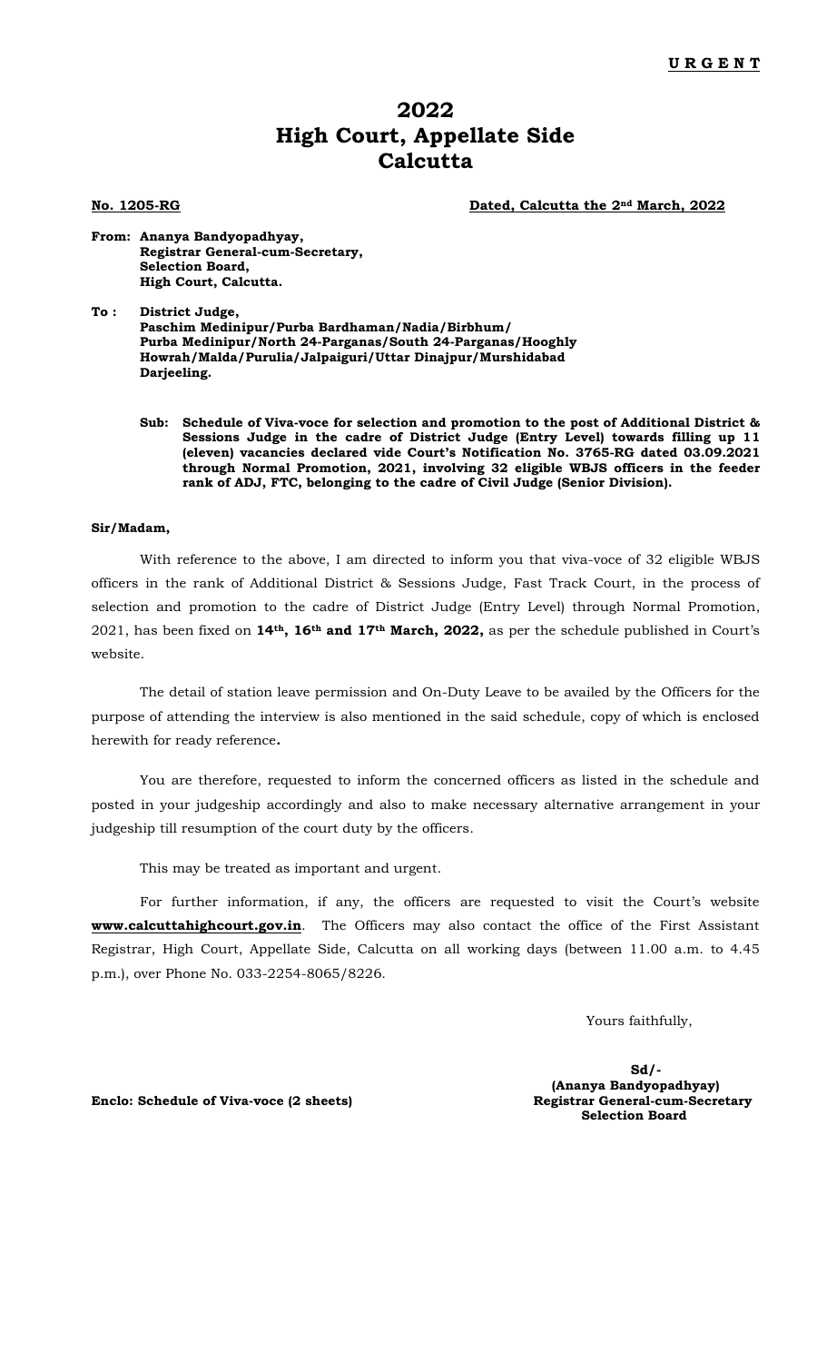**URGENT**

# 2022
# High Court, Appellate Side
# Calcutta

**No. 1205-RG** **Dated, Calcutta the 2nd March, 2022**

**From: Ananya Bandyopadhyay,**
**Registrar General-cum-Secretary,**
**Selection Board,**
**High Court, Calcutta.**

**To : District Judge,**
**Paschim Medinipur/Purba Bardhaman/Nadia/Birbhum/**
**Purba Medinipur/North 24-Parganas/South 24-Parganas/Hooghly**
**Howrah/Malda/Purulia/Jalpaiguri/Uttar Dinajpur/Murshidabad**
**Darjeeling.**

**Sub: Schedule of Viva-voce for selection and promotion to the post of Additional District & Sessions Judge in the cadre of District Judge (Entry Level) towards filling up 11 (eleven) vacancies declared vide Court's Notification No. 3765-RG dated 03.09.2021 through Normal Promotion, 2021, involving 32 eligible WBJS officers in the feeder rank of ADJ, FTC, belonging to the cadre of Civil Judge (Senior Division).**

**Sir/Madam,**

With reference to the above, I am directed to inform you that viva-voce of 32 eligible WBJS officers in the rank of Additional District & Sessions Judge, Fast Track Court, in the process of selection and promotion to the cadre of District Judge (Entry Level) through Normal Promotion, 2021, has been fixed on **14th, 16th and 17th March, 2022,** as per the schedule published in Court's website.

The detail of station leave permission and On-Duty Leave to be availed by the Officers for the purpose of attending the interview is also mentioned in the said schedule, copy of which is enclosed herewith for ready reference**.**

You are therefore, requested to inform the concerned officers as listed in the schedule and posted in your judgeship accordingly and also to make necessary alternative arrangement in your judgeship till resumption of the court duty by the officers.

This may be treated as important and urgent.

For further information, if any, the officers are requested to visit the Court's website **www.calcuttahighcourt.gov.in**. The Officers may also contact the office of the First Assistant Registrar, High Court, Appellate Side, Calcutta on all working days (between 11.00 a.m. to 4.45 p.m.), over Phone No. 033-2254-8065/8226.

Yours faithfully,

**Sd/-**
**(Ananya Bandyopadhyay)**
**Registrar General-cum-Secretary**
**Selection Board**

**Enclo: Schedule of Viva-voce (2 sheets)**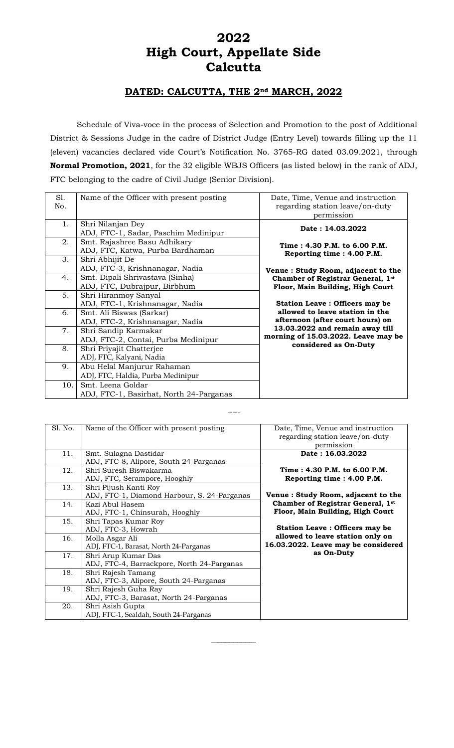# 2022
# High Court, Appellate Side
# Calcutta

## DATED: CALCUTTA, THE 2nd MARCH, 2022

Schedule of Viva-voce in the process of Selection and Promotion to the post of Additional District & Sessions Judge in the cadre of District Judge (Entry Level) towards filling up the 11 (eleven) vacancies declared vide Court's Notification No. 3765-RG dated 03.09.2021, through **Normal Promotion, 2021**, for the 32 eligible WBJS Officers (as listed below) in the rank of ADJ, FTC belonging to the cadre of Civil Judge (Senior Division).

| Sl. No. | Name of the Officer with present posting | Date, Time, Venue and instruction regarding station leave/on-duty permission |
|---|---|---|
| 1. | Shri Nilanjan Dey<br>ADJ, FTC-1, Sadar, Paschim Medinipur | **Date : 14.03.2022**<br><br>**Time : 4.30 P.M. to 6.00 P.M.**<br>**Reporting time : 4.00 P.M.**<br><br>**Venue : Study Room, adjacent to the Chamber of Registrar General, 1st Floor, Main Building, High Court**<br><br>**Station Leave : Officers may be allowed to leave station in the afternoon (after court hours) on 13.03.2022 and remain away till morning of 15.03.2022. Leave may be considered as On-Duty** |
| 2. | Smt. Rajashree Basu Adhikary<br>ADJ, FTC, Katwa, Purba Bardhaman | |
| 3. | Shri Abhijit De<br>ADJ, FTC-3, Krishnanagar, Nadia | |
| 4. | Smt. Dipali Shrivastava (Sinha)<br>ADJ, FTC, Dubrajpur, Birbhum | |
| 5. | Shri Hiranmoy Sanyal<br>ADJ, FTC-1, Krishnanagar, Nadia | |
| 6. | Smt. Ali Biswas (Sarkar)<br>ADJ, FTC-2, Krishnanagar, Nadia | |
| 7. | Shri Sandip Karmakar<br>ADJ, FTC-2, Contai, Purba Medinipur | |
| 8. | Shri Priyajit Chatterjee<br>ADJ, FTC, Kalyani, Nadia | |
| 9. | Abu Helal Manjurur Rahaman<br>ADJ, FTC, Haldia, Purba Medinipur | |
| 10. | Smt. Leena Goldar<br>ADJ, FTC-1, Basirhat, North 24-Parganas | |

-----

| Sl. No. | Name of the Officer with present posting | Date, Time, Venue and instruction regarding station leave/on-duty permission |
|---|---|---|
| 11. | Smt. Sulagna Dastidar<br>ADJ, FTC-8, Alipore, South 24-Parganas | **Date : 16.03.2022**<br><br>**Time : 4.30 P.M. to 6.00 P.M.**<br>**Reporting time : 4.00 P.M.**<br><br>**Venue : Study Room, adjacent to the Chamber of Registrar General, 1st Floor, Main Building, High Court**<br><br>**Station Leave : Officers may be allowed to leave station only on 16.03.2022. Leave may be considered as On-Duty** |
| 12. | Shri Suresh Biswakarma<br>ADJ, FTC, Serampore, Hooghly | |
| 13. | Shri Pijush Kanti Roy<br>ADJ, FTC-1, Diamond Harbour, S. 24-Parganas | |
| 14. | Kazi Abul Hasem<br>ADJ, FTC-1, Chinsurah, Hooghly | |
| 15. | Shri Tapas Kumar Roy<br>ADJ, FTC-3, Howrah | |
| 16. | Molla Asgar Ali<br>ADJ, FTC-1, Barasat, North 24-Parganas | |
| 17. | Shri Arup Kumar Das<br>ADJ, FTC-4, Barrackpore, North 24-Parganas | |
| 18. | Shri Rajesh Tamang<br>ADJ, FTC-3, Alipore, South 24-Parganas | |
| 19. | Shri Rajesh Guha Ray<br>ADJ, FTC-3, Barasat, North 24-Parganas | |
| 20. | Shri Asish Gupta<br>ADJ, FTC-1, Sealdah, South 24-Parganas | |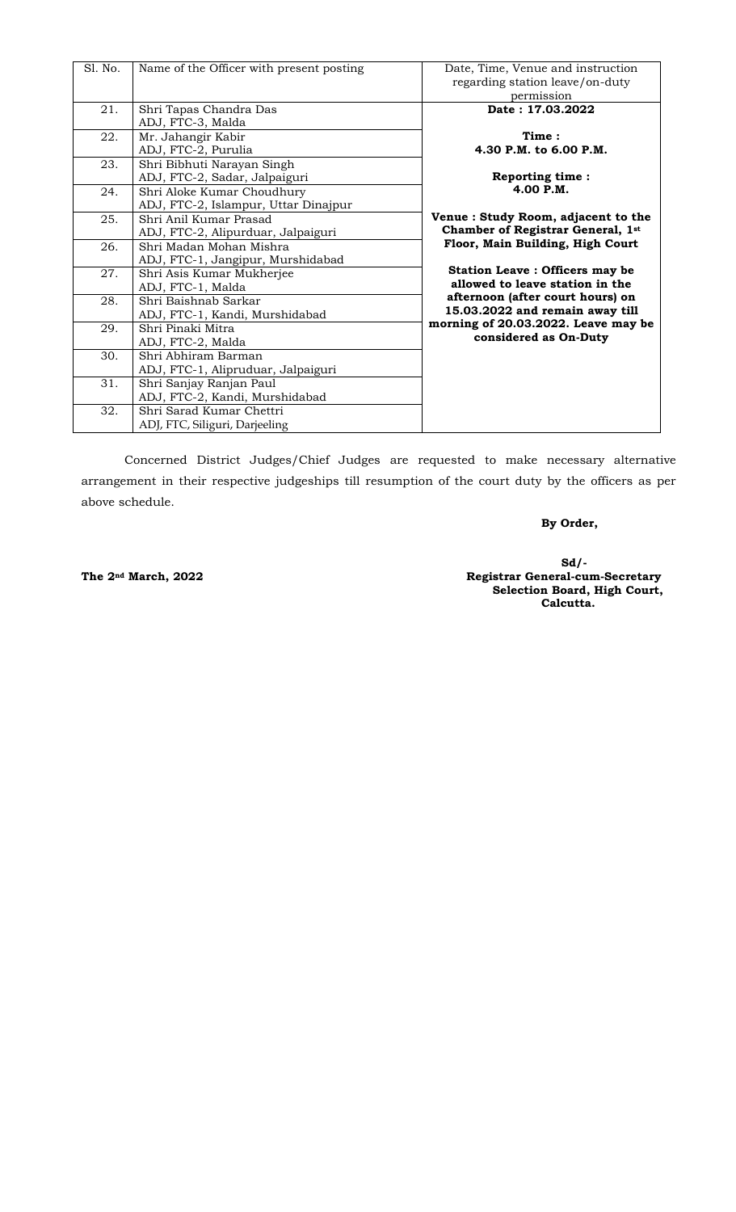| Sl. No. | Name of the Officer with present posting | Date, Time, Venue and instruction regarding station leave/on-duty permission |
|---|---|---|
| 21. | Shri Tapas Chandra Das<br>ADJ, FTC-3, Malda | **Date : 17.03.2022**<br><br>**Time :<br>4.30 P.M. to 6.00 P.M.**<br><br>**Reporting time :<br>4.00 P.M.**<br><br>**Venue : Study Room, adjacent to the Chamber of Registrar General, 1st Floor, Main Building, High Court**<br><br>**Station Leave : Officers may be allowed to leave station in the afternoon (after court hours) on 15.03.2022 and remain away till morning of 20.03.2022. Leave may be considered as On-Duty** |
| 22. | Mr. Jahangir Kabir<br>ADJ, FTC-2, Purulia | |
| 23. | Shri Bibhuti Narayan Singh<br>ADJ, FTC-2, Sadar, Jalpaiguri | |
| 24. | Shri Aloke Kumar Choudhury<br>ADJ, FTC-2, Islampur, Uttar Dinajpur | |
| 25. | Shri Anil Kumar Prasad<br>ADJ, FTC-2, Alipurduar, Jalpaiguri | |
| 26. | Shri Madan Mohan Mishra<br>ADJ, FTC-1, Jangipur, Murshidabad | |
| 27. | Shri Asis Kumar Mukherjee<br>ADJ, FTC-1, Malda | |
| 28. | Shri Baishnab Sarkar<br>ADJ, FTC-1, Kandi, Murshidabad | |
| 29. | Shri Pinaki Mitra<br>ADJ, FTC-2, Malda | |
| 30. | Shri Abhiram Barman<br>ADJ, FTC-1, Alipruduar, Jalpaiguri | |
| 31. | Shri Sanjay Ranjan Paul<br>ADJ, FTC-2, Kandi, Murshidabad | |
| 32. | Shri Sarad Kumar Chettri<br>ADJ, FTC, Siliguri, Darjeeling | |

Concerned District Judges/Chief Judges are requested to make necessary alternative arrangement in their respective judgeships till resumption of the court duty by the officers as per above schedule.

**By Order,**

**The 2nd March, 2022**

**Sd/-**
**Registrar General-cum-Secretary**
**Selection Board, High Court,**
**Calcutta.**